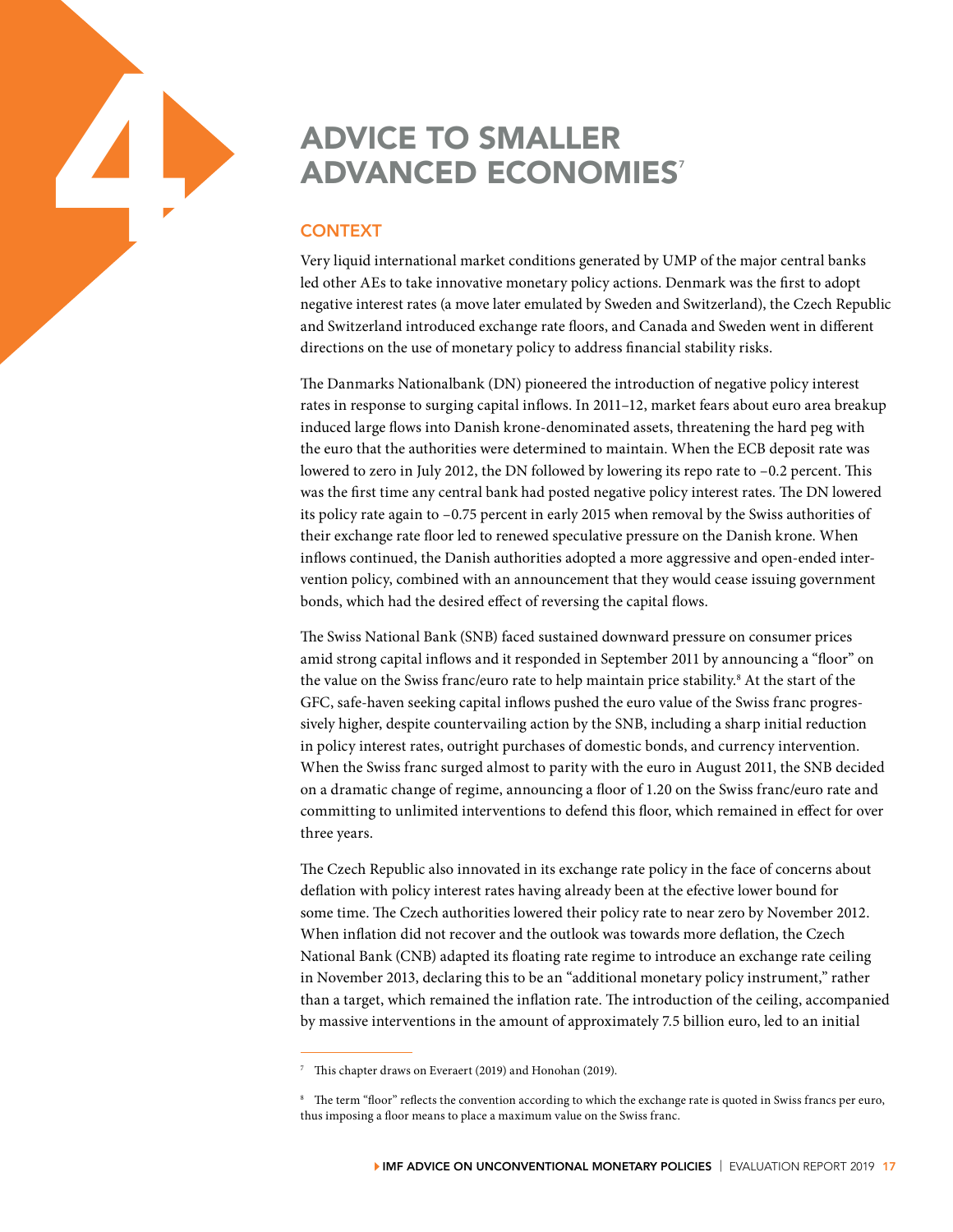# 4 ADVICE TO SMALLER ADVANCED ECONOMIES[7]

## CONTEXT

Very liquid international market conditions generated by UMP of the major central banks led other AEs to take innovative monetary policy actions. Denmark was the first to adopt negative interest rates (a move later emulated by Sweden and Switzerland), the Czech Republic and Switzerland introduced exchange rate floors, and Canada and Sweden went in different directions on the use of monetary policy to address financial stability risks.

The Danmarks Nationalbank (DN) pioneered the introduction of negative policy interest rates in response to surging capital inflows. In 2011–12, market fears about euro area breakup induced large flows into Danish krone-denominated assets, threatening the hard peg with the euro that the authorities were determined to maintain. When the ECB deposit rate was lowered to zero in July 2012, the DN followed by lowering its repo rate to −0.2 percent. This was the first time any central bank had posted negative policy interest rates. The DN lowered its policy rate again to −0.75 percent in early 2015 when removal by the Swiss authorities of their exchange rate floor led to renewed speculative pressure on the Danish krone. When inflows continued, the Danish authorities adopted a more aggressive and open-ended intervention policy, combined with an announcement that they would cease issuing government bonds, which had the desired effect of reversing the capital flows.

The Swiss National Bank (SNB) faced sustained downward pressure on consumer prices amid strong capital inflows and it responded in September 2011 by announcing a "floor" on the value on the Swiss franc/euro rate to help maintain price stability.[8] At the start of the GFC, safe-haven seeking capital inflows pushed the euro value of the Swiss franc progressively higher, despite countervailing action by the SNB, including a sharp initial reduction in policy interest rates, outright purchases of domestic bonds, and currency intervention. When the Swiss franc surged almost to parity with the euro in August 2011, the SNB decided on a dramatic change of regime, announcing a floor of 1.20 on the Swiss franc/euro rate and committing to unlimited interventions to defend this floor, which remained in effect for over three years.

The Czech Republic also innovated in its exchange rate policy in the face of concerns about deflation with policy interest rates having already been at the efective lower bound for some time. The Czech authorities lowered their policy rate to near zero by November 2012. When inflation did not recover and the outlook was towards more deflation, the Czech National Bank (CNB) adapted its floating rate regime to introduce an exchange rate ceiling in November 2013, declaring this to be an "additional monetary policy instrument," rather than a target, which remained the inflation rate. The introduction of the ceiling, accompanied by massive interventions in the amount of approximately 7.5 billion euro, led to an initial

---

[7] This chapter draws on Everaert (2019) and Honohan (2019).

[8] The term "floor" reflects the convention according to which the exchange rate is quoted in Swiss francs per euro, thus imposing a floor means to place a maximum value on the Swiss franc.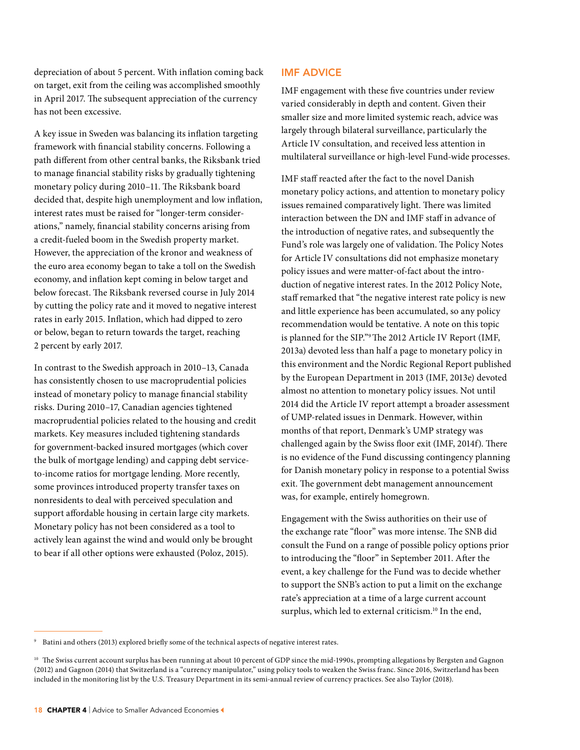depreciation of about 5 percent. With inflation coming back on target, exit from the ceiling was accomplished smoothly in April 2017. The subsequent appreciation of the currency has not been excessive.

A key issue in Sweden was balancing its inflation targeting framework with financial stability concerns. Following a path different from other central banks, the Riksbank tried to manage financial stability risks by gradually tightening monetary policy during 2010–11. The Riksbank board decided that, despite high unemployment and low inflation, interest rates must be raised for "longer-term considerations," namely, financial stability concerns arising from a credit-fueled boom in the Swedish property market. However, the appreciation of the kronor and weakness of the euro area economy began to take a toll on the Swedish economy, and inflation kept coming in below target and below forecast. The Riksbank reversed course in July 2014 by cutting the policy rate and it moved to negative interest rates in early 2015. Inflation, which had dipped to zero or below, began to return towards the target, reaching 2 percent by early 2017.

In contrast to the Swedish approach in 2010–13, Canada has consistently chosen to use macroprudential policies instead of monetary policy to manage financial stability risks. During 2010–17, Canadian agencies tightened macroprudential policies related to the housing and credit markets. Key measures included tightening standards for government-backed insured mortgages (which cover the bulk of mortgage lending) and capping debt service-to-income ratios for mortgage lending. More recently, some provinces introduced property transfer taxes on nonresidents to deal with perceived speculation and support affordable housing in certain large city markets. Monetary policy has not been considered as a tool to actively lean against the wind and would only be brought to bear if all other options were exhausted (Poloz, 2015).

## IMF ADVICE

IMF engagement with these five countries under review varied considerably in depth and content. Given their smaller size and more limited systemic reach, advice was largely through bilateral surveillance, particularly the Article IV consultation, and received less attention in multilateral surveillance or high-level Fund-wide processes.

IMF staff reacted after the fact to the novel Danish monetary policy actions, and attention to monetary policy issues remained comparatively light. There was limited interaction between the DN and IMF staff in advance of the introduction of negative rates, and subsequently the Fund's role was largely one of validation. The Policy Notes for Article IV consultations did not emphasize monetary policy issues and were matter-of-fact about the introduction of negative interest rates. In the 2012 Policy Note, staff remarked that "the negative interest rate policy is new and little experience has been accumulated, so any policy recommendation would be tentative. A note on this topic is planned for the SIP."[9] The 2012 Article IV Report (IMF, 2013a) devoted less than half a page to monetary policy in this environment and the Nordic Regional Report published by the European Department in 2013 (IMF, 2013e) devoted almost no attention to monetary policy issues. Not until 2014 did the Article IV report attempt a broader assessment of UMP-related issues in Denmark. However, within months of that report, Denmark's UMP strategy was challenged again by the Swiss floor exit (IMF, 2014f). There is no evidence of the Fund discussing contingency planning for Danish monetary policy in response to a potential Swiss exit. The government debt management announcement was, for example, entirely homegrown.

Engagement with the Swiss authorities on their use of the exchange rate "floor" was more intense. The SNB did consult the Fund on a range of possible policy options prior to introducing the "floor" in September 2011. After the event, a key challenge for the Fund was to decide whether to support the SNB's action to put a limit on the exchange rate's appreciation at a time of a large current account surplus, which led to external criticism.[10] In the end,

---

[9] Batini and others (2013) explored briefly some of the technical aspects of negative interest rates.

[10] The Swiss current account surplus has been running at about 10 percent of GDP since the mid-1990s, prompting allegations by Bergsten and Gagnon (2012) and Gagnon (2014) that Switzerland is a "currency manipulator," using policy tools to weaken the Swiss franc. Since 2016, Switzerland has been included in the monitoring list by the U.S. Treasury Department in its semi-annual review of currency practices. See also Taylor (2018).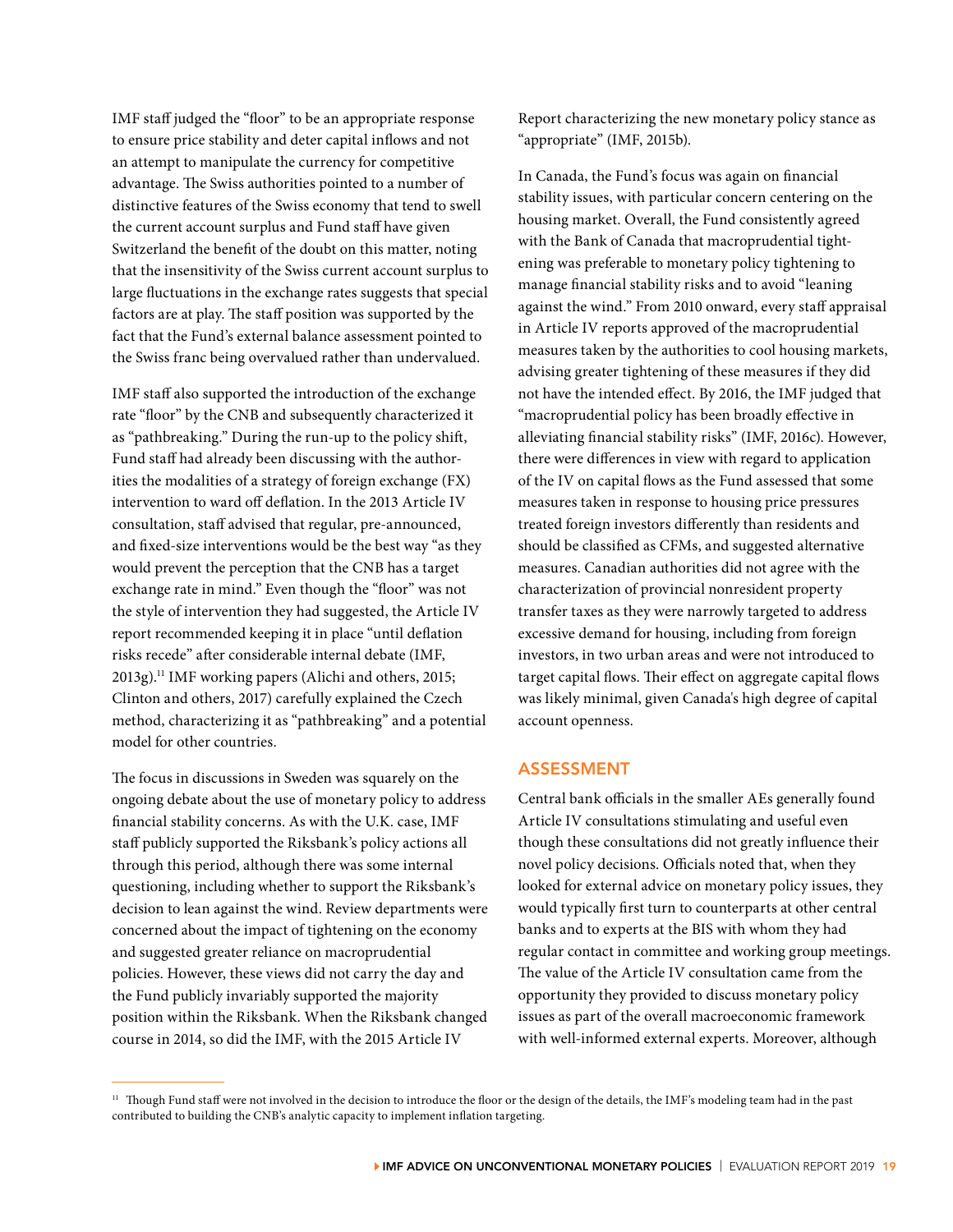IMF staff judged the "floor" to be an appropriate response to ensure price stability and deter capital inflows and not an attempt to manipulate the currency for competitive advantage. The Swiss authorities pointed to a number of distinctive features of the Swiss economy that tend to swell the current account surplus and Fund staff have given Switzerland the benefit of the doubt on this matter, noting that the insensitivity of the Swiss current account surplus to large fluctuations in the exchange rates suggests that special factors are at play. The staff position was supported by the fact that the Fund's external balance assessment pointed to the Swiss franc being overvalued rather than undervalued.

IMF staff also supported the introduction of the exchange rate "floor" by the CNB and subsequently characterized it as "pathbreaking." During the run-up to the policy shift, Fund staff had already been discussing with the authorities the modalities of a strategy of foreign exchange (FX) intervention to ward off deflation. In the 2013 Article IV consultation, staff advised that regular, pre-announced, and fixed-size interventions would be the best way "as they would prevent the perception that the CNB has a target exchange rate in mind." Even though the "floor" was not the style of intervention they had suggested, the Article IV report recommended keeping it in place "until deflation risks recede" after considerable internal debate (IMF, 2013g).[11] IMF working papers (Alichi and others, 2015; Clinton and others, 2017) carefully explained the Czech method, characterizing it as "pathbreaking" and a potential model for other countries.

The focus in discussions in Sweden was squarely on the ongoing debate about the use of monetary policy to address financial stability concerns. As with the U.K. case, IMF staff publicly supported the Riksbank's policy actions all through this period, although there was some internal questioning, including whether to support the Riksbank's decision to lean against the wind. Review departments were concerned about the impact of tightening on the economy and suggested greater reliance on macroprudential policies. However, these views did not carry the day and the Fund publicly invariably supported the majority position within the Riksbank. When the Riksbank changed course in 2014, so did the IMF, with the 2015 Article IV Report characterizing the new monetary policy stance as "appropriate" (IMF, 2015b).

In Canada, the Fund's focus was again on financial stability issues, with particular concern centering on the housing market. Overall, the Fund consistently agreed with the Bank of Canada that macroprudential tightening was preferable to monetary policy tightening to manage financial stability risks and to avoid "leaning against the wind." From 2010 onward, every staff appraisal in Article IV reports approved of the macroprudential measures taken by the authorities to cool housing markets, advising greater tightening of these measures if they did not have the intended effect. By 2016, the IMF judged that "macroprudential policy has been broadly effective in alleviating financial stability risks" (IMF, 2016c). However, there were differences in view with regard to application of the IV on capital flows as the Fund assessed that some measures taken in response to housing price pressures treated foreign investors differently than residents and should be classified as CFMs, and suggested alternative measures. Canadian authorities did not agree with the characterization of provincial nonresident property transfer taxes as they were narrowly targeted to address excessive demand for housing, including from foreign investors, in two urban areas and were not introduced to target capital flows. Their effect on aggregate capital flows was likely minimal, given Canada's high degree of capital account openness.

## ASSESSMENT

Central bank officials in the smaller AEs generally found Article IV consultations stimulating and useful even though these consultations did not greatly influence their novel policy decisions. Officials noted that, when they looked for external advice on monetary policy issues, they would typically first turn to counterparts at other central banks and to experts at the BIS with whom they had regular contact in committee and working group meetings. The value of the Article IV consultation came from the opportunity they provided to discuss monetary policy issues as part of the overall macroeconomic framework with well-informed external experts. Moreover, although

---

[11] Though Fund staff were not involved in the decision to introduce the floor or the design of the details, the IMF's modeling team had in the past contributed to building the CNB's analytic capacity to implement inflation targeting.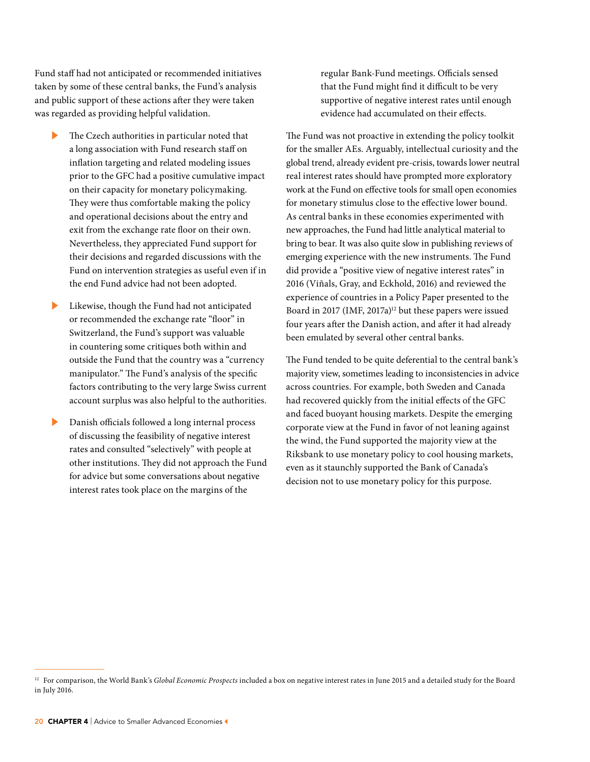Fund staff had not anticipated or recommended initiatives taken by some of these central banks, the Fund's analysis and public support of these actions after they were taken was regarded as providing helpful validation.

- The Czech authorities in particular noted that a long association with Fund research staff on inflation targeting and related modeling issues prior to the GFC had a positive cumulative impact on their capacity for monetary policymaking. They were thus comfortable making the policy and operational decisions about the entry and exit from the exchange rate floor on their own. Nevertheless, they appreciated Fund support for their decisions and regarded discussions with the Fund on intervention strategies as useful even if in the end Fund advice had not been adopted.
- Likewise, though the Fund had not anticipated or recommended the exchange rate "floor" in Switzerland, the Fund's support was valuable in countering some critiques both within and outside the Fund that the country was a "currency manipulator." The Fund's analysis of the specific factors contributing to the very large Swiss current account surplus was also helpful to the authorities.
- Danish officials followed a long internal process of discussing the feasibility of negative interest rates and consulted "selectively" with people at other institutions. They did not approach the Fund for advice but some conversations about negative interest rates took place on the margins of the regular Bank-Fund meetings. Officials sensed that the Fund might find it difficult to be very supportive of negative interest rates until enough evidence had accumulated on their effects.

The Fund was not proactive in extending the policy toolkit for the smaller AEs. Arguably, intellectual curiosity and the global trend, already evident pre-crisis, towards lower neutral real interest rates should have prompted more exploratory work at the Fund on effective tools for small open economies for monetary stimulus close to the effective lower bound. As central banks in these economies experimented with new approaches, the Fund had little analytical material to bring to bear. It was also quite slow in publishing reviews of emerging experience with the new instruments. The Fund did provide a "positive view of negative interest rates" in 2016 (Viñals, Gray, and Eckhold, 2016) and reviewed the experience of countries in a Policy Paper presented to the Board in 2017 (IMF, 2017a)[12] but these papers were issued four years after the Danish action, and after it had already been emulated by several other central banks.

The Fund tended to be quite deferential to the central bank's majority view, sometimes leading to inconsistencies in advice across countries. For example, both Sweden and Canada had recovered quickly from the initial effects of the GFC and faced buoyant housing markets. Despite the emerging corporate view at the Fund in favor of not leaning against the wind, the Fund supported the majority view at the Riksbank to use monetary policy to cool housing markets, even as it staunchly supported the Bank of Canada's decision not to use monetary policy for this purpose.

[12] For comparison, the World Bank's *Global Economic Prospects* included a box on negative interest rates in June 2015 and a detailed study for the Board in July 2016.